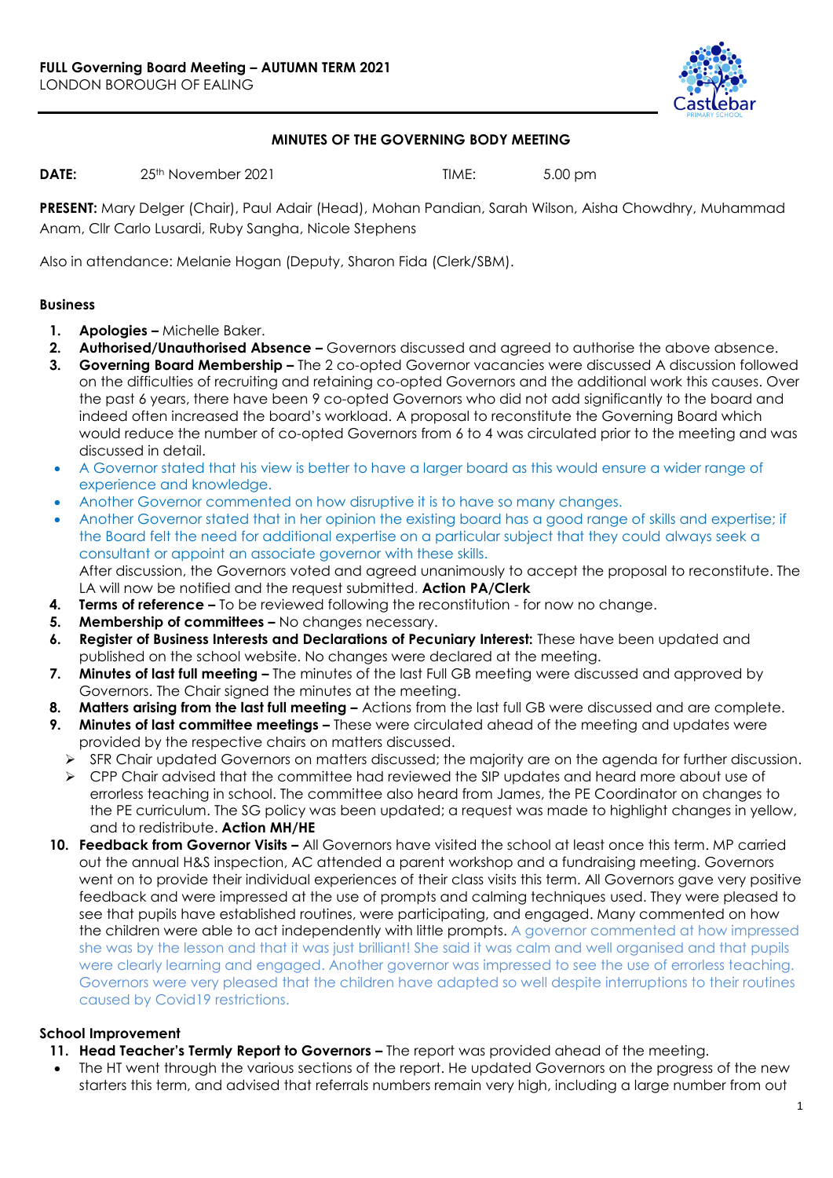FULL Governing Board Meeting – AUTUMN TERM 2021
LONDON BOROUGH OF EALING

**MINUTES OF THE GOVERNING BODY MEETING**

**DATE:** 25th November 2021 TIME: 5.00 pm

**PRESENT:** Mary Delger (Chair), Paul Adair (Head), Mohan Pandian, Sarah Wilson, Aisha Chowdhry, Muhammad Anam, Cllr Carlo Lusardi, Ruby Sangha, Nicole Stephens

Also in attendance: Melanie Hogan (Deputy, Sharon Fida (Clerk/SBM).

### Business

1. **Apologies –** Michelle Baker.
2. **Authorised/Unauthorised Absence –** Governors discussed and agreed to authorise the above absence.
3. **Governing Board Membership –** The 2 co-opted Governor vacancies were discussed A discussion followed on the difficulties of recruiting and retaining co-opted Governors and the additional work this causes. Over the past 6 years, there have been 9 co-opted Governors who did not add significantly to the board and indeed often increased the board's workload. A proposal to reconstitute the Governing Board which would reduce the number of co-opted Governors from 6 to 4 was circulated prior to the meeting and was discussed in detail.
   - A Governor stated that his view is better to have a larger board as this would ensure a wider range of experience and knowledge.
   - Another Governor commented on how disruptive it is to have so many changes.
   - Another Governor stated that in her opinion the existing board has a good range of skills and expertise; if the Board felt the need for additional expertise on a particular subject that they could always seek a consultant or appoint an associate governor with these skills.

   After discussion, the Governors voted and agreed unanimously to accept the proposal to reconstitute. The LA will now be notified and the request submitted. **Action PA/Clerk**
4. **Terms of reference –** To be reviewed following the reconstitution - for now no change.
5. **Membership of committees –** No changes necessary.
6. **Register of Business Interests and Declarations of Pecuniary Interest:** These have been updated and published on the school website. No changes were declared at the meeting.
7. **Minutes of last full meeting –** The minutes of the last Full GB meeting were discussed and approved by Governors. The Chair signed the minutes at the meeting.
8. **Matters arising from the last full meeting –** Actions from the last full GB were discussed and are complete.
9. **Minutes of last committee meetings –** These were circulated ahead of the meeting and updates were provided by the respective chairs on matters discussed.
   - SFR Chair updated Governors on matters discussed; the majority are on the agenda for further discussion.
   - CPP Chair advised that the committee had reviewed the SIP updates and heard more about use of errorless teaching in school. The committee also heard from James, the PE Coordinator on changes to the PE curriculum. The SG policy was been updated; a request was made to highlight changes in yellow, and to redistribute. **Action MH/HE**
10. **Feedback from Governor Visits –** All Governors have visited the school at least once this term. MP carried out the annual H&S inspection, AC attended a parent workshop and a fundraising meeting. Governors went on to provide their individual experiences of their class visits this term. All Governors gave very positive feedback and were impressed at the use of prompts and calming techniques used. They were pleased to see that pupils have established routines, were participating, and engaged. Many commented on how the children were able to act independently with little prompts. A governor commented at how impressed she was by the lesson and that it was just brilliant! She said it was calm and well organised and that pupils were clearly learning and engaged. Another governor was impressed to see the use of errorless teaching. Governors were very pleased that the children have adapted so well despite interruptions to their routines caused by Covid19 restrictions.

### School Improvement

11. **Head Teacher's Termly Report to Governors –** The report was provided ahead of the meeting.
   - The HT went through the various sections of the report. He updated Governors on the progress of the new starters this term, and advised that referrals numbers remain very high, including a large number from out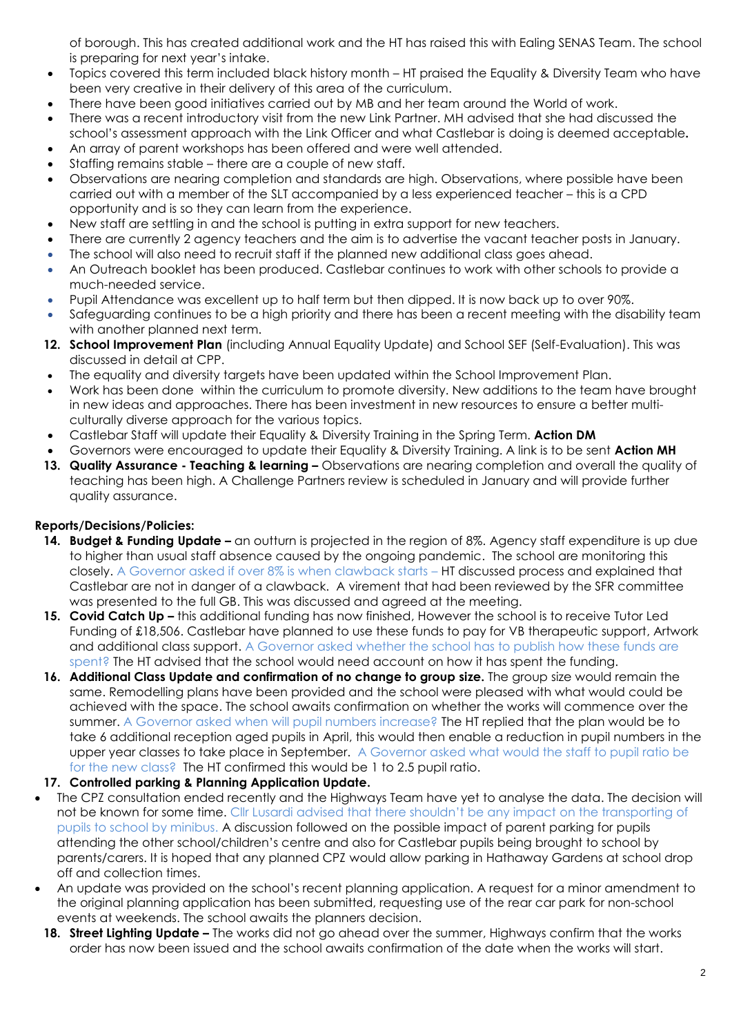of borough. This has created additional work and the HT has raised this with Ealing SENAS Team. The school is preparing for next year's intake.

- Topics covered this term included black history month – HT praised the Equality & Diversity Team who have been very creative in their delivery of this area of the curriculum.
- There have been good initiatives carried out by MB and her team around the World of work.
- There was a recent introductory visit from the new Link Partner. MH advised that she had discussed the school's assessment approach with the Link Officer and what Castlebar is doing is deemed acceptable**.**
- An array of parent workshops has been offered and were well attended.
- Staffing remains stable – there are a couple of new staff.
- Observations are nearing completion and standards are high. Observations, where possible have been carried out with a member of the SLT accompanied by a less experienced teacher – this is a CPD opportunity and is so they can learn from the experience.
- New staff are settling in and the school is putting in extra support for new teachers.
- There are currently 2 agency teachers and the aim is to advertise the vacant teacher posts in January.
- The school will also need to recruit staff if the planned new additional class goes ahead.
- An Outreach booklet has been produced. Castlebar continues to work with other schools to provide a much-needed service.
- Pupil Attendance was excellent up to half term but then dipped. It is now back up to over 90%.
- Safeguarding continues to be a high priority and there has been a recent meeting with the disability team with another planned next term.

12. **School Improvement Plan** (including Annual Equality Update) and School SEF (Self-Evaluation). This was discussed in detail at CPP.

- The equality and diversity targets have been updated within the School Improvement Plan.
- Work has been done within the curriculum to promote diversity. New additions to the team have brought in new ideas and approaches. There has been investment in new resources to ensure a better multi-culturally diverse approach for the various topics.
- Castlebar Staff will update their Equality & Diversity Training in the Spring Term. **Action DM**
- Governors were encouraged to update their Equality & Diversity Training. A link is to be sent **Action MH**

13. **Quality Assurance - Teaching & learning –** Observations are nearing completion and overall the quality of teaching has been high. A Challenge Partners review is scheduled in January and will provide further quality assurance.

**Reports/Decisions/Policies:**

14. **Budget & Funding Update –** an outturn is projected in the region of 8%. Agency staff expenditure is up due to higher than usual staff absence caused by the ongoing pandemic. The school are monitoring this closely. A Governor asked if over 8% is when clawback starts – HT discussed process and explained that Castlebar are not in danger of a clawback. A virement that had been reviewed by the SFR committee was presented to the full GB. This was discussed and agreed at the meeting.
15. **Covid Catch Up –** this additional funding has now finished, However the school is to receive Tutor Led Funding of £18,506. Castlebar have planned to use these funds to pay for VB therapeutic support, Artwork and additional class support. A Governor asked whether the school has to publish how these funds are spent? The HT advised that the school would need account on how it has spent the funding.
16. **Additional Class Update and confirmation of no change to group size.** The group size would remain the same. Remodelling plans have been provided and the school were pleased with what would could be achieved with the space. The school awaits confirmation on whether the works will commence over the summer. A Governor asked when will pupil numbers increase? The HT replied that the plan would be to take 6 additional reception aged pupils in April, this would then enable a reduction in pupil numbers in the upper year classes to take place in September. A Governor asked what would the staff to pupil ratio be for the new class? The HT confirmed this would be 1 to 2.5 pupil ratio.
17. **Controlled parking & Planning Application Update.**

- The CPZ consultation ended recently and the Highways Team have yet to analyse the data. The decision will not be known for some time. Cllr Lusardi advised that there shouldn't be any impact on the transporting of pupils to school by minibus. A discussion followed on the possible impact of parent parking for pupils attending the other school/children's centre and also for Castlebar pupils being brought to school by parents/carers. It is hoped that any planned CPZ would allow parking in Hathaway Gardens at school drop off and collection times.
- An update was provided on the school's recent planning application. A request for a minor amendment to the original planning application has been submitted, requesting use of the rear car park for non-school events at weekends. The school awaits the planners decision.

18. **Street Lighting Update –** The works did not go ahead over the summer, Highways confirm that the works order has now been issued and the school awaits confirmation of the date when the works will start.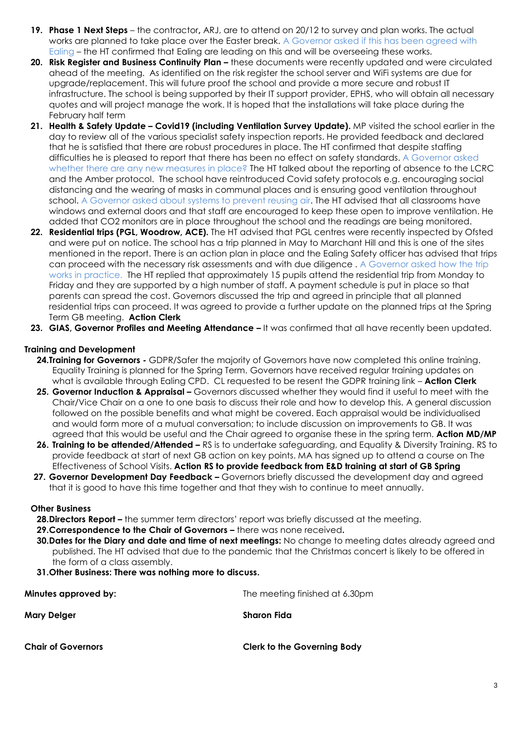19. **Phase 1 Next Steps** – the contractor**,** ARJ, are to attend on 20/12 to survey and plan works. The actual works are planned to take place over the Easter break. A Governor asked if this has been agreed with Ealing – the HT confirmed that Ealing are leading on this and will be overseeing these works.
20. **Risk Register and Business Continuity Plan –** these documents were recently updated and were circulated ahead of the meeting. As identified on the risk register the school server and WiFi systems are due for upgrade/replacement. This will future proof the school and provide a more secure and robust IT infrastructure. The school is being supported by their IT support provider, EPHS, who will obtain all necessary quotes and will project manage the work. It is hoped that the installations will take place during the February half term
21. **Health & Safety Update – Covid19 (including Ventilation Survey Update).** MP visited the school earlier in the day to review all of the various specialist safety inspection reports. He provided feedback and declared that he is satisfied that there are robust procedures in place. The HT confirmed that despite staffing difficulties he is pleased to report that there has been no effect on safety standards. A Governor asked whether there are any new measures in place? The HT talked about the reporting of absence to the LCRC and the Amber protocol. The school have reintroduced Covid safety protocols e.g. encouraging social distancing and the wearing of masks in communal places and is ensuring good ventilation throughout school. A Governor asked about systems to prevent reusing air. The HT advised that all classrooms have windows and external doors and that staff are encouraged to keep these open to improve ventilation. He added that CO2 monitors are in place throughout the school and the readings are being monitored.
22. **Residential trips (PGL, Woodrow, ACE).** The HT advised that PGL centres were recently inspected by Ofsted and were put on notice. The school has a trip planned in May to Marchant Hill and this is one of the sites mentioned in the report. There is an action plan in place and the Ealing Safety officer has advised that trips can proceed with the necessary risk assessments and with due diligence . A Governor asked how the trip works in practice. The HT replied that approximately 15 pupils attend the residential trip from Monday to Friday and they are supported by a high number of staff. A payment schedule is put in place so that parents can spread the cost. Governors discussed the trip and agreed in principle that all planned residential trips can proceed. It was agreed to provide a further update on the planned trips at the Spring Term GB meeting. **Action Clerk**
23. **GIAS, Governor Profiles and Meeting Attendance –** It was confirmed that all have recently been updated.

**Training and Development**

24. **Training for Governors -** GDPR/Safer the majority of Governors have now completed this online training. Equality Training is planned for the Spring Term. Governors have received regular training updates on what is available through Ealing CPD. CL requested to be resent the GDPR training link – **Action Clerk**
25. **Governor Induction & Appraisal –** Governors discussed whether they would find it useful to meet with the Chair/Vice Chair on a one to one basis to discuss their role and how to develop this. A general discussion followed on the possible benefits and what might be covered. Each appraisal would be individualised and would form more of a mutual conversation; to include discussion on improvements to GB. It was agreed that this would be useful and the Chair agreed to organise these in the spring term. **Action MD/MP**
26. **Training to be attended/Attended –** RS is to undertake safeguarding, and Equality & Diversity Training. RS to provide feedback at start of next GB action on key points. MA has signed up to attend a course on The Effectiveness of School Visits. **Action RS to provide feedback from E&D training at start of GB Spring**
27. **Governor Development Day Feedback –** Governors briefly discussed the development day and agreed that it is good to have this time together and that they wish to continue to meet annually.

**Other Business**

28. **Directors Report –** the summer term directors' report was briefly discussed at the meeting.
29. **Correspondence to the Chair of Governors –** there was none received.
30. **Dates for the Diary and date and time of next meetings:** No change to meeting dates already agreed and published. The HT advised that due to the pandemic that the Christmas concert is likely to be offered in the form of a class assembly.
31. **Other Business: There was nothing more to discuss.**

**Minutes approved by:** The meeting finished at 6.30pm

**Mary Delger**

**Chair of Governors**

**Sharon Fida**

**Clerk to the Governing Body**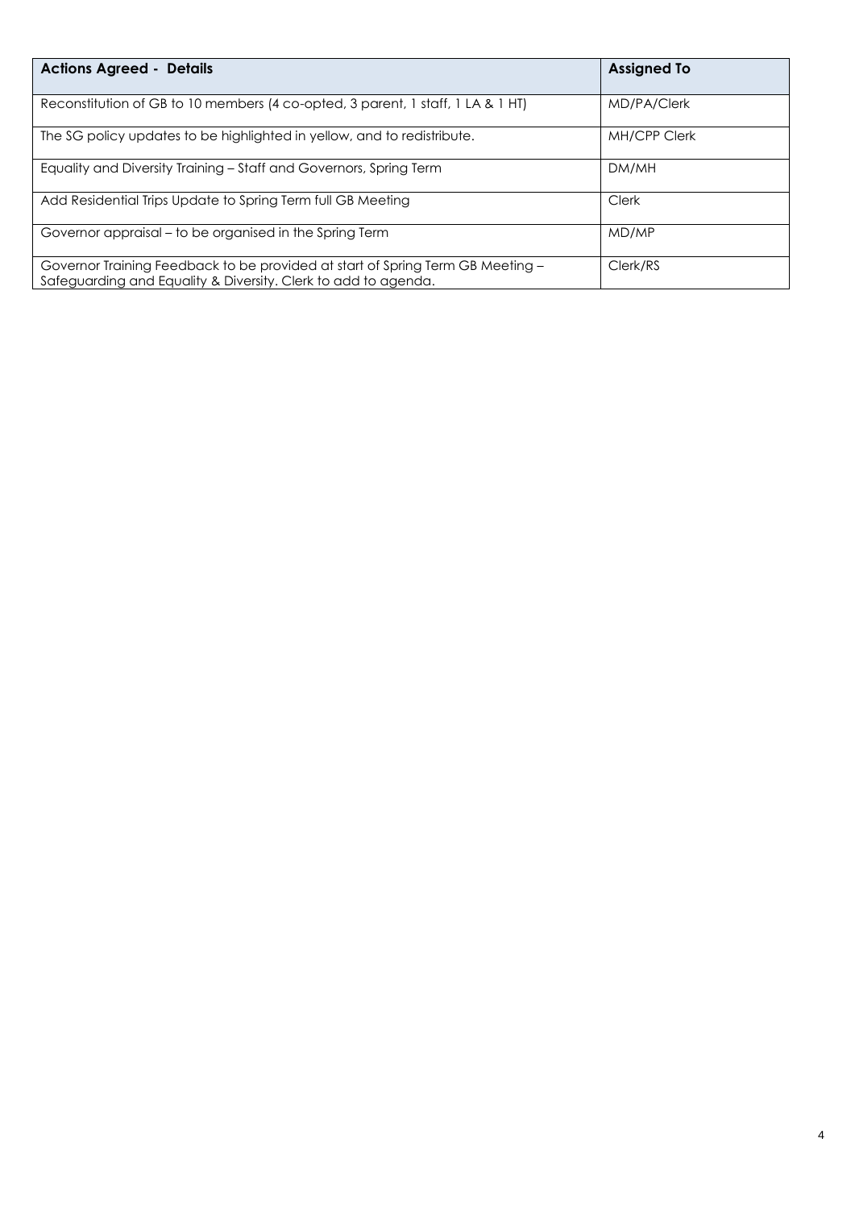| Actions Agreed - Details | Assigned To |
|---|---|
| Reconstitution of GB to 10 members (4 co-opted, 3 parent, 1 staff, 1 LA & 1 HT) | MD/PA/Clerk |
| The SG policy updates to be highlighted in yellow, and to redistribute. | MH/CPP Clerk |
| Equality and Diversity Training – Staff and Governors, Spring Term | DM/MH |
| Add Residential Trips Update to Spring Term full GB Meeting | Clerk |
| Governor appraisal – to be organised in the Spring Term | MD/MP |
| Governor Training Feedback to be provided at start of Spring Term GB Meeting – Safeguarding and Equality & Diversity. Clerk to add to agenda. | Clerk/RS |